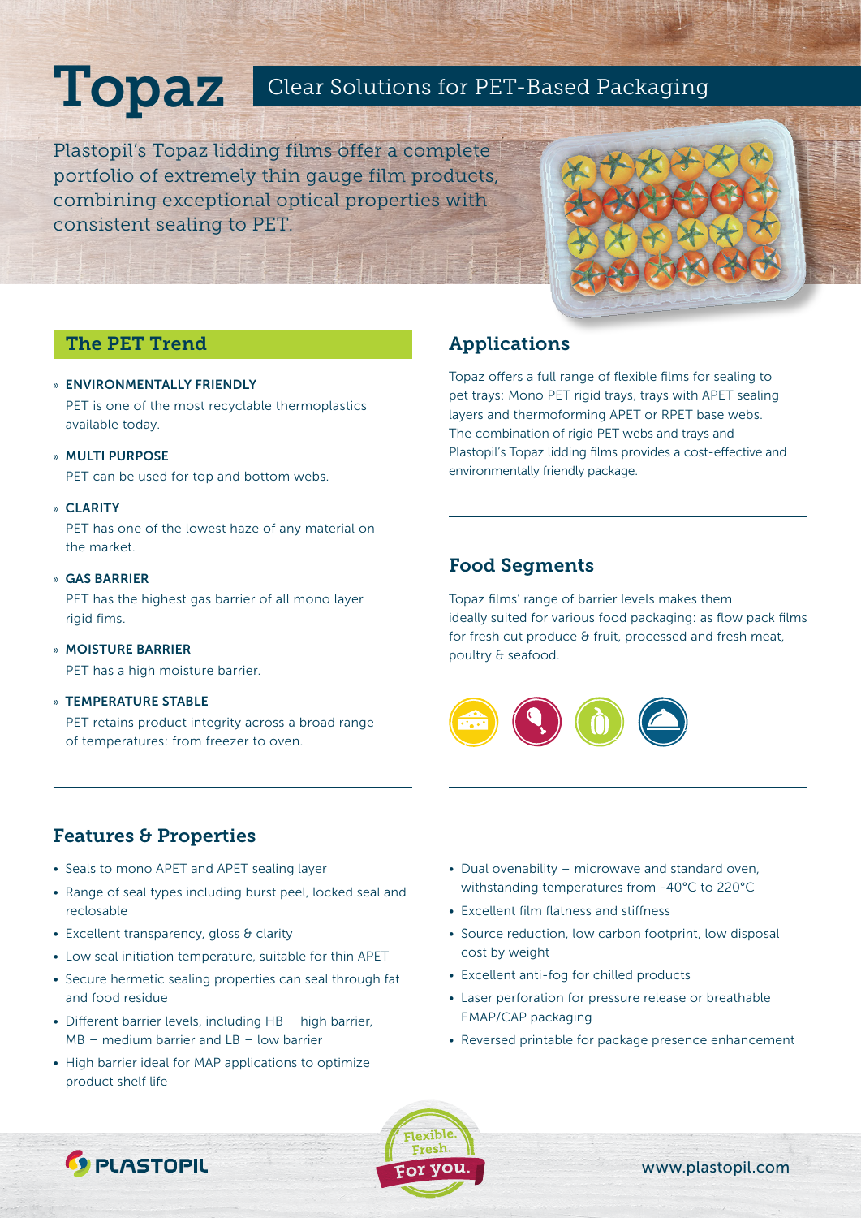# Topaz

## Clear Solutions for PET-Based Packaging

Plastopil's Topaz lidding films offer a complete portfolio of extremely thin gauge film products, combining exceptional optical properties with consistent sealing to PET.

## The PET Trend

» **ENVIRONMENTALLY FRIENDLY**
PET is one of the most recyclable thermoplastics available today.

» **MULTI PURPOSE**
PET can be used for top and bottom webs.

» **CLARITY**
PET has one of the lowest haze of any material on the market.

» **GAS BARRIER**
PET has the highest gas barrier of all mono layer rigid fims.

» **MOISTURE BARRIER**
PET has a high moisture barrier.

» **TEMPERATURE STABLE**
PET retains product integrity across a broad range of temperatures: from freezer to oven.

## Applications

Topaz offers a full range of flexible films for sealing to pet trays: Mono PET rigid trays, trays with APET sealing layers and thermoforming APET or RPET base webs. The combination of rigid PET webs and trays and Plastopil's Topaz lidding films provides a cost-effective and environmentally friendly package.

## Food Segments

Topaz films' range of barrier levels makes them ideally suited for various food packaging: as flow pack films for fresh cut produce & fruit, processed and fresh meat, poultry & seafood.

## Features & Properties

- Seals to mono APET and APET sealing layer
- Range of seal types including burst peel, locked seal and reclosable
- Excellent transparency, gloss & clarity
- Low seal initiation temperature, suitable for thin APET
- Secure hermetic sealing properties can seal through fat and food residue
- Different barrier levels, including HB – high barrier, MB – medium barrier and LB – low barrier
- High barrier ideal for MAP applications to optimize product shelf life
- Dual ovenability – microwave and standard oven, withstanding temperatures from -40°C to 220°C
- Excellent film flatness and stiffness
- Source reduction, low carbon footprint, low disposal cost by weight
- Excellent anti-fog for chilled products
- Laser perforation for pressure release or breathable EMAP/CAP packaging
- Reversed printable for package presence enhancement

PLASTOPIL

Flexible. Fresh. For you.

www.plastopil.com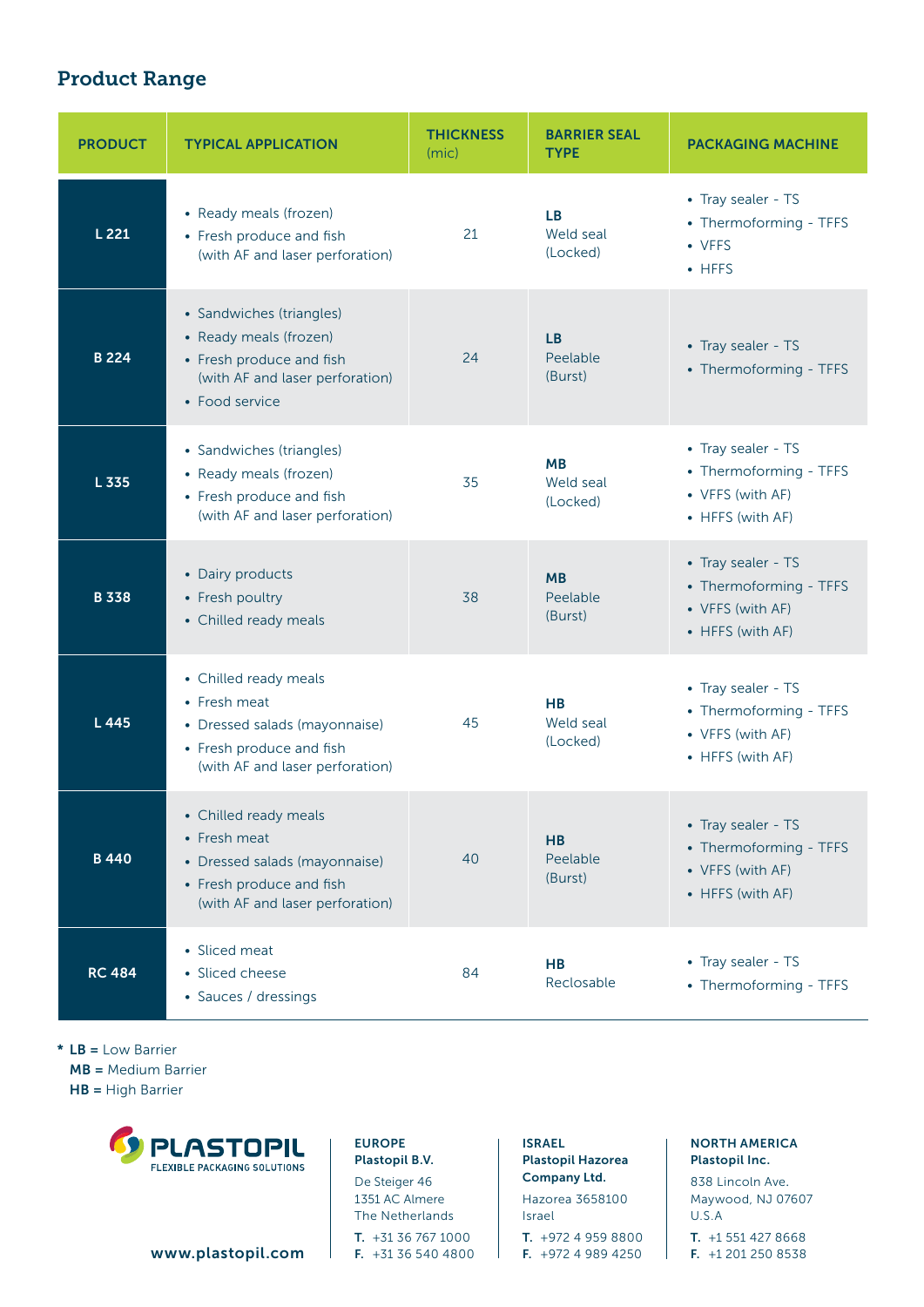## Product Range

| PRODUCT | TYPICAL APPLICATION | THICKNESS (mic) | BARRIER SEAL TYPE | PACKAGING MACHINE |
|---|---|---|---|---|
| L 221 | • Ready meals (frozen)<br>• Fresh produce and fish (with AF and laser perforation) | 21 | **LB** Weld seal (Locked) | • Tray sealer - TS<br>• Thermoforming - TFFS<br>• VFFS<br>• HFFS |
| B 224 | • Sandwiches (triangles)<br>• Ready meals (frozen)<br>• Fresh produce and fish (with AF and laser perforation)<br>• Food service | 24 | **LB** Peelable (Burst) | • Tray sealer - TS<br>• Thermoforming - TFFS |
| L 335 | • Sandwiches (triangles)<br>• Ready meals (frozen)<br>• Fresh produce and fish (with AF and laser perforation) | 35 | **MB** Weld seal (Locked) | • Tray sealer - TS<br>• Thermoforming - TFFS<br>• VFFS (with AF)<br>• HFFS (with AF) |
| B 338 | • Dairy products<br>• Fresh poultry<br>• Chilled ready meals | 38 | **MB** Peelable (Burst) | • Tray sealer - TS<br>• Thermoforming - TFFS<br>• VFFS (with AF)<br>• HFFS (with AF) |
| L 445 | • Chilled ready meals<br>• Fresh meat<br>• Dressed salads (mayonnaise)<br>• Fresh produce and fish (with AF and laser perforation) | 45 | **HB** Weld seal (Locked) | • Tray sealer - TS<br>• Thermoforming - TFFS<br>• VFFS (with AF)<br>• HFFS (with AF) |
| B 440 | • Chilled ready meals<br>• Fresh meat<br>• Dressed salads (mayonnaise)<br>• Fresh produce and fish (with AF and laser perforation) | 40 | **HB** Peelable (Burst) | • Tray sealer - TS<br>• Thermoforming - TFFS<br>• VFFS (with AF)<br>• HFFS (with AF) |
| RC 484 | • Sliced meat<br>• Sliced cheese<br>• Sauces / dressings | 84 | **HB** Reclosable | • Tray sealer - TS<br>• Thermoforming - TFFS |

\* **LB** = Low Barrier
**MB** = Medium Barrier
**HB** = High Barrier

**PLASTOPIL**
FLEXIBLE PACKAGING SOLUTIONS

www.plastopil.com

**EUROPE**
**Plastopil B.V.**
De Steiger 46
1351 AC Almere
The Netherlands
**T.** +31 36 767 1000
**F.** +31 36 540 4800

**ISRAEL**
**Plastopil Hazorea Company Ltd.**
Hazorea 3658100
Israel
**T.** +972 4 959 8800
**F.** +972 4 989 4250

**NORTH AMERICA**
**Plastopil Inc.**
838 Lincoln Ave.
Maywood, NJ 07607
U.S.A
**T.** +1 551 427 8668
**F.** +1 201 250 8538